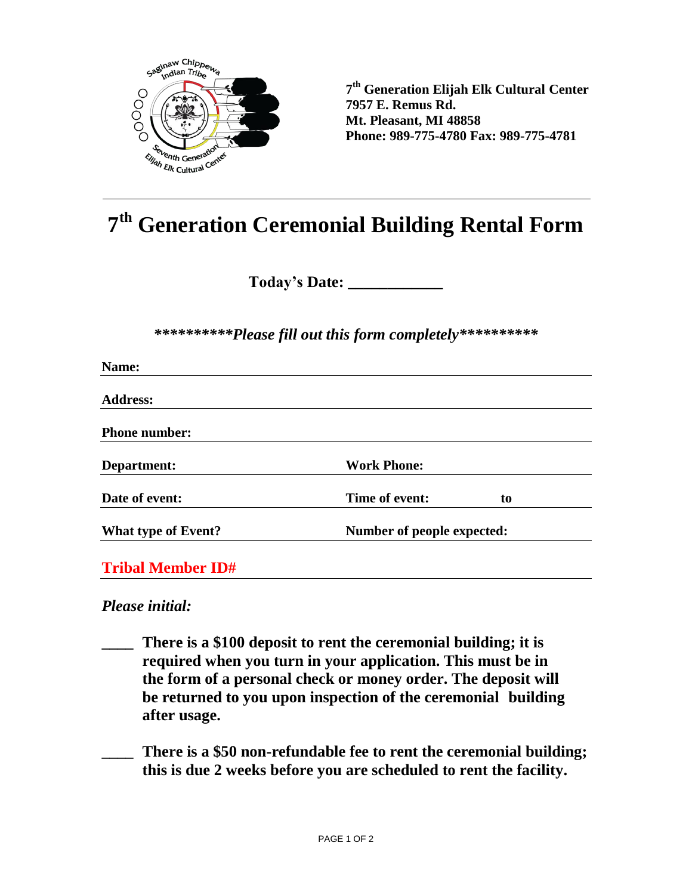**7th Generation Elijah Elk Cultural Center**
**7957 E. Remus Rd.**
**Mt. Pleasant, MI 48858**
**Phone: 989-775-4780 Fax: 989-775-4781**

---

# 7th Generation Ceremonial Building Rental Form

**Today's Date: ____________**

*\*\*\*\*\*\*\*\*\*\*Please fill out this form completely\*\*\*\*\*\*\*\*\*\**

**Name:** ______________________________________________

**Address:** ______________________________________________

**Phone number:** ______________________________________________

**Department:** ____________________ **Work Phone:** ____________________

**Date of event:** ____________________ **Time of event:** __________ **to** __________

**What type of Event?** ____________________ **Number of people expected:** ____________________

**Tribal Member ID#** ______________________________________________

*Please initial:*

**____ There is a $100 deposit to rent the ceremonial building; it is required when you turn in your application. This must be in the form of a personal check or money order. The deposit will be returned to you upon inspection of the ceremonial building after usage.**

**____ There is a $50 non-refundable fee to rent the ceremonial building; this is due 2 weeks before you are scheduled to rent the facility.**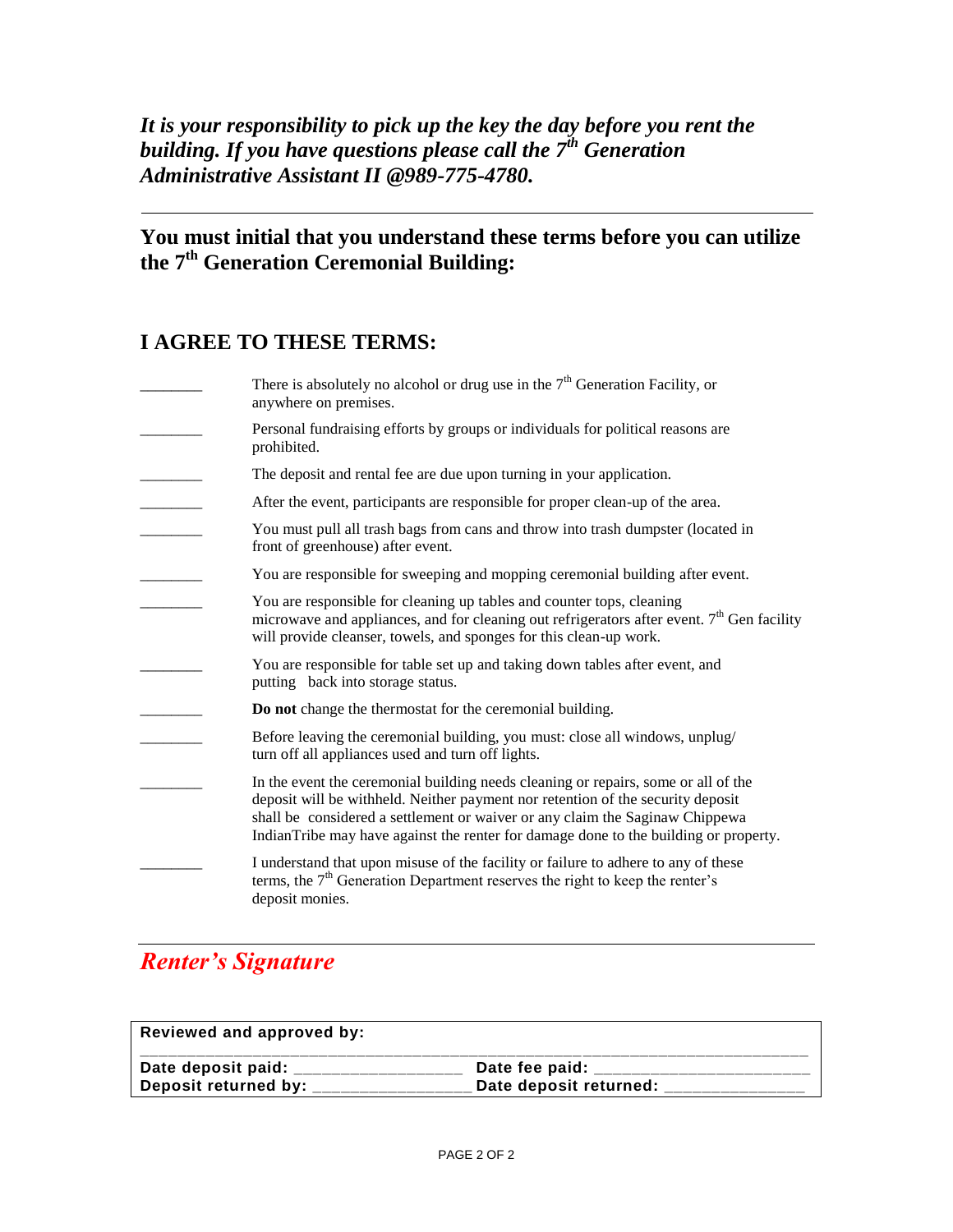***It is your responsibility to pick up the key the day before you rent the building. If you have questions please call the 7th Generation Administrative Assistant II @989-775-4780.***

---

## You must initial that you understand these terms before you can utilize the 7th Generation Ceremonial Building:

## I AGREE TO THESE TERMS:

________ There is absolutely no alcohol or drug use in the 7th Generation Facility, or anywhere on premises.

________ Personal fundraising efforts by groups or individuals for political reasons are prohibited.

________ The deposit and rental fee are due upon turning in your application.

________ After the event, participants are responsible for proper clean-up of the area.

________ You must pull all trash bags from cans and throw into trash dumpster (located in front of greenhouse) after event.

________ You are responsible for sweeping and mopping ceremonial building after event.

________ You are responsible for cleaning up tables and counter tops, cleaning microwave and appliances, and for cleaning out refrigerators after event. 7th Gen facility will provide cleanser, towels, and sponges for this clean-up work.

________ You are responsible for table set up and taking down tables after event, and putting back into storage status.

________ **Do not** change the thermostat for the ceremonial building.

________ Before leaving the ceremonial building, you must: close all windows, unplug/ turn off all appliances used and turn off lights.

________ In the event the ceremonial building needs cleaning or repairs, some or all of the deposit will be withheld. Neither payment nor retention of the security deposit shall be considered a settlement or waiver or any claim the Saginaw Chippewa IndianTribe may have against the renter for damage done to the building or property.

________ I understand that upon misuse of the facility or failure to adhere to any of these terms, the 7th Generation Department reserves the right to keep the renter's deposit monies.

---

***Renter's Signature***

**Reviewed and approved by:**

______________________________________________________________

**Date deposit paid:** __________________ **Date fee paid:** _______________________

**Deposit returned by:** ________________ **Date deposit returned:** _______________